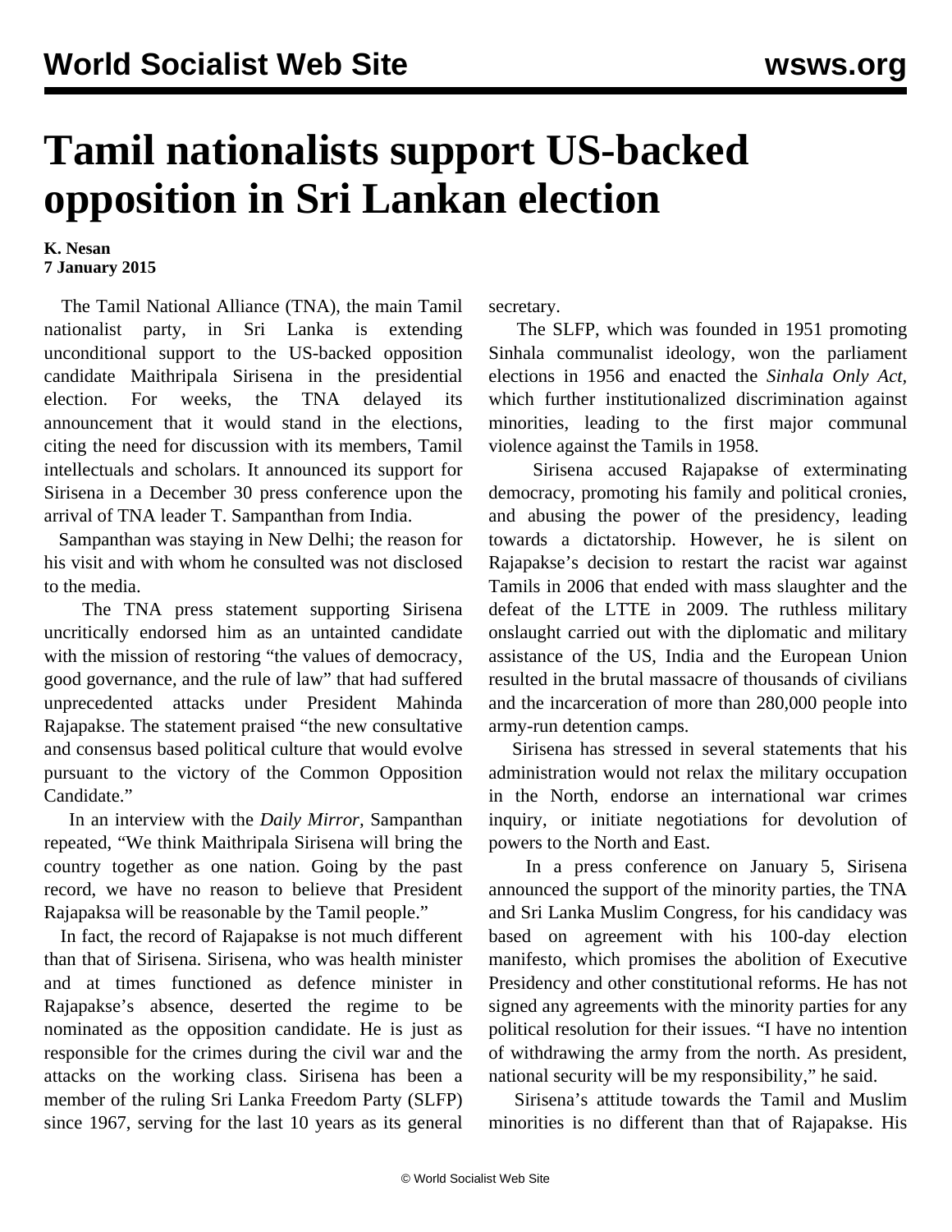# Tamil nationalists support US-backed opposition in Sri Lankan election

**K. Nesan**
**7 January 2015**

The Tamil National Alliance (TNA), the main Tamil nationalist party, in Sri Lanka is extending unconditional support to the US-backed opposition candidate Maithripala Sirisena in the presidential election. For weeks, the TNA delayed its announcement that it would stand in the elections, citing the need for discussion with its members, Tamil intellectuals and scholars. It announced its support for Sirisena in a December 30 press conference upon the arrival of TNA leader T. Sampanthan from India.

Sampanthan was staying in New Delhi; the reason for his visit and with whom he consulted was not disclosed to the media.

The TNA press statement supporting Sirisena uncritically endorsed him as an untainted candidate with the mission of restoring "the values of democracy, good governance, and the rule of law" that had suffered unprecedented attacks under President Mahinda Rajapakse. The statement praised "the new consultative and consensus based political culture that would evolve pursuant to the victory of the Common Opposition Candidate."

In an interview with the *Daily Mirror,* Sampanthan repeated, "We think Maithripala Sirisena will bring the country together as one nation. Going by the past record, we have no reason to believe that President Rajapaksa will be reasonable by the Tamil people."

In fact, the record of Rajapakse is not much different than that of Sirisena. Sirisena, who was health minister and at times functioned as defence minister in Rajapakse's absence, deserted the regime to be nominated as the opposition candidate. He is just as responsible for the crimes during the civil war and the attacks on the working class. Sirisena has been a member of the ruling Sri Lanka Freedom Party (SLFP) since 1967, serving for the last 10 years as its general secretary.

The SLFP, which was founded in 1951 promoting Sinhala communalist ideology, won the parliament elections in 1956 and enacted the *Sinhala Only Act,* which further institutionalized discrimination against minorities, leading to the first major communal violence against the Tamils in 1958.

Sirisena accused Rajapakse of exterminating democracy, promoting his family and political cronies, and abusing the power of the presidency, leading towards a dictatorship. However, he is silent on Rajapakse's decision to restart the racist war against Tamils in 2006 that ended with mass slaughter and the defeat of the LTTE in 2009. The ruthless military onslaught carried out with the diplomatic and military assistance of the US, India and the European Union resulted in the brutal massacre of thousands of civilians and the incarceration of more than 280,000 people into army-run detention camps.

Sirisena has stressed in several statements that his administration would not relax the military occupation in the North, endorse an international war crimes inquiry, or initiate negotiations for devolution of powers to the North and East.

In a press conference on January 5, Sirisena announced the support of the minority parties, the TNA and Sri Lanka Muslim Congress, for his candidacy was based on agreement with his 100-day election manifesto, which promises the abolition of Executive Presidency and other constitutional reforms. He has not signed any agreements with the minority parties for any political resolution for their issues. "I have no intention of withdrawing the army from the north. As president, national security will be my responsibility," he said.

Sirisena's attitude towards the Tamil and Muslim minorities is no different than that of Rajapakse. His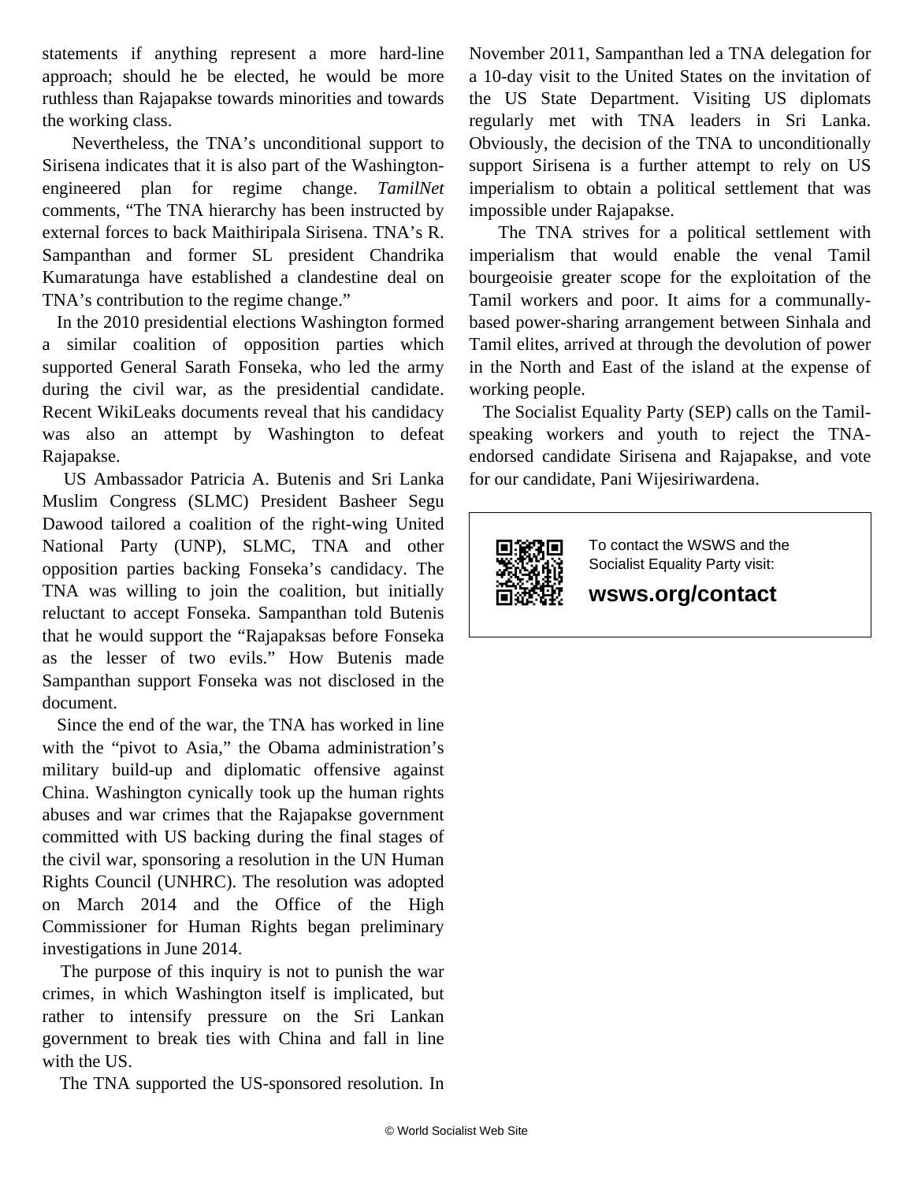statements if anything represent a more hard-line approach; should he be elected, he would be more ruthless than Rajapakse towards minorities and towards the working class.

Nevertheless, the TNA's unconditional support to Sirisena indicates that it is also part of the Washington-engineered plan for regime change. *TamilNet* comments, "The TNA hierarchy has been instructed by external forces to back Maithiripala Sirisena. TNA's R. Sampanthan and former SL president Chandrika Kumaratunga have established a clandestine deal on TNA's contribution to the regime change."

In the 2010 presidential elections Washington formed a similar coalition of opposition parties which supported General Sarath Fonseka, who led the army during the civil war, as the presidential candidate. Recent WikiLeaks documents reveal that his candidacy was also an attempt by Washington to defeat Rajapakse.

US Ambassador Patricia A. Butenis and Sri Lanka Muslim Congress (SLMC) President Basheer Segu Dawood tailored a coalition of the right-wing United National Party (UNP), SLMC, TNA and other opposition parties backing Fonseka's candidacy. The TNA was willing to join the coalition, but initially reluctant to accept Fonseka. Sampanthan told Butenis that he would support the "Rajapaksas before Fonseka as the lesser of two evils." How Butenis made Sampanthan support Fonseka was not disclosed in the document.

Since the end of the war, the TNA has worked in line with the "pivot to Asia," the Obama administration's military build-up and diplomatic offensive against China. Washington cynically took up the human rights abuses and war crimes that the Rajapakse government committed with US backing during the final stages of the civil war, sponsoring a resolution in the UN Human Rights Council (UNHRC). The resolution was adopted on March 2014 and the Office of the High Commissioner for Human Rights began preliminary investigations in June 2014.

The purpose of this inquiry is not to punish the war crimes, in which Washington itself is implicated, but rather to intensify pressure on the Sri Lankan government to break ties with China and fall in line with the US.

The TNA supported the US-sponsored resolution. In November 2011, Sampanthan led a TNA delegation for a 10-day visit to the United States on the invitation of the US State Department. Visiting US diplomats regularly met with TNA leaders in Sri Lanka. Obviously, the decision of the TNA to unconditionally support Sirisena is a further attempt to rely on US imperialism to obtain a political settlement that was impossible under Rajapakse.

The TNA strives for a political settlement with imperialism that would enable the venal Tamil bourgeoisie greater scope for the exploitation of the Tamil workers and poor. It aims for a communally-based power-sharing arrangement between Sinhala and Tamil elites, arrived at through the devolution of power in the North and East of the island at the expense of working people.

The Socialist Equality Party (SEP) calls on the Tamil-speaking workers and youth to reject the TNA-endorsed candidate Sirisena and Rajapakse, and vote for our candidate, Pani Wijesiriwardena.

To contact the WSWS and the Socialist Equality Party visit:

**wsws.org/contact**